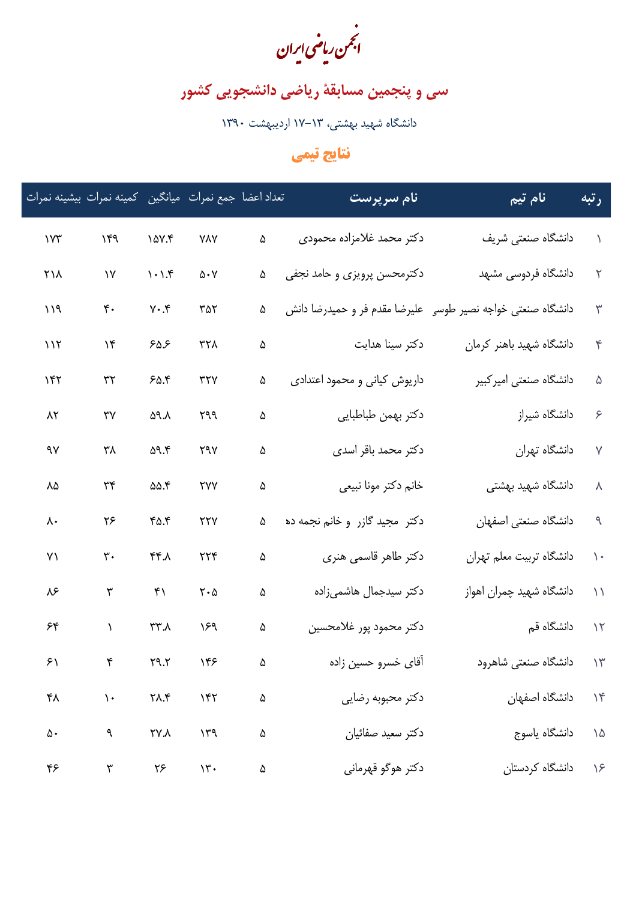# انجمن ریاضی ایران

## سی و پنجمین مسابقهٔ ریاضی دانشجویی کشور

دانشگاه شهید بهشتی، ۱۳–۱۷ اردیبهشت ۱۳۹۰

### نتایج تیمی

| رتبه | نام تیم | نام سرپرست | تعداد اعضا | جمع نمرات | میانگین | کمینه نمرات | بیشینه نمرات |
|---|---|---|---|---|---|---|---|
| ۱ | دانشگاه صنعتی شریف | دکتر محمد غلامزاده محمودی | ۵ | ۷۸۷ | ۱۵۷.۴ | ۱۴۹ | ۱۷۳ |
| ۲ | دانشگاه فردوسی مشهد | دکترمحسن پرویزی و حامد نجفی | ۵ | ۵۰۷ | ۱۰۱.۴ | ۱۷ | ۲۱۸ |
| ۳ | دانشگاه صنعتی خواجه نصیر طوسی | علیرضا مقدم فر و حمیدرضا دانش | ۵ | ۳۵۲ | ۷۰.۴ | ۴۰ | ۱۱۹ |
| ۴ | دانشگاه شهید باهنر کرمان | دکتر سینا هدایت | ۵ | ۳۲۸ | ۶۵.۶ | ۱۴ | ۱۱۲ |
| ۵ | دانشگاه صنعتی امیرکبیر | داریوش کیانی و محمود اعتدادی | ۵ | ۳۲۷ | ۶۵.۴ | ۳۲ | ۱۴۲ |
| ۶ | دانشگاه شیراز | دکتر بهمن طباطبایی | ۵ | ۲۹۹ | ۵۹.۸ | ۳۷ | ۸۲ |
| ۷ | دانشگاه تهران | دکتر محمد باقر اسدی | ۵ | ۲۹۷ | ۵۹.۴ | ۳۸ | ۹۷ |
| ۸ | دانشگاه شهید بهشتی | خانم دکتر مونا نبیعی | ۵ | ۲۷۷ | ۵۵.۴ | ۳۴ | ۸۵ |
| ۹ | دانشگاه صنعتی اصفهان | دکتر مجید گازر و خانم نجمه ده | ۵ | ۲۲۷ | ۴۵.۴ | ۲۶ | ۸۰ |
| ۱۰ | دانشگاه تربیت معلم تهران | دکتر طاهر قاسمی هنری | ۵ | ۲۲۴ | ۴۴.۸ | ۳۰ | ۷۱ |
| ۱۱ | دانشگاه شهید چمران اهواز | دکتر سیدجمال هاشمی‌زاده | ۵ | ۲۰۵ | ۴۱ | ۳ | ۸۶ |
| ۱۲ | دانشگاه قم | دکتر محمود پور غلامحسین | ۵ | ۱۶۹ | ۳۳.۸ | ۱ | ۶۴ |
| ۱۳ | دانشگاه صنعتی شاهرود | آقای خسرو حسین زاده | ۵ | ۱۴۶ | ۲۹.۲ | ۴ | ۶۱ |
| ۱۴ | دانشگاه اصفهان | دکتر محبوبه رضایی | ۵ | ۱۴۲ | ۲۸.۴ | ۱۰ | ۴۸ |
| ۱۵ | دانشگاه یاسوج | دکتر سعید صفائیان | ۵ | ۱۳۹ | ۲۷.۸ | ۹ | ۵۰ |
| ۱۶ | دانشگاه کردستان | دکتر هوگو قهرمانی | ۵ | ۱۳۰ | ۲۶ | ۳ | ۴۶ |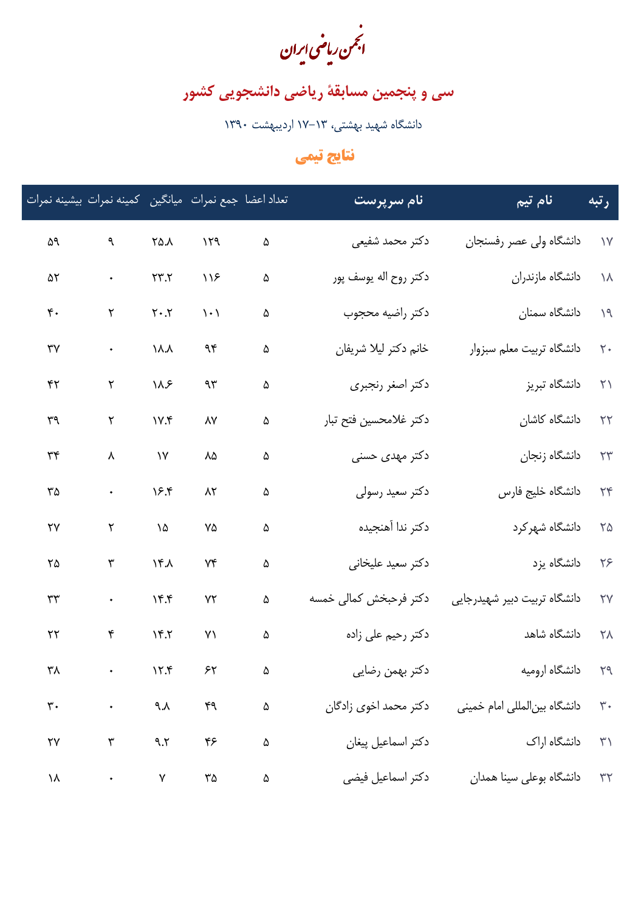# انجمن ریاضی ایران

## سی و پنجمین مسابقهٔ ریاضی دانشجویی کشور

دانشگاه شهید بهشتی، ۱۳–۱۷ اردیبهشت ۱۳۹۰

### نتایج تیمی

| رتبه | نام تیم | نام سرپرست | تعداد اعضا | جمع نمرات | میانگین | کمینه نمرات | بیشینه نمرات |
|---|---|---|---|---|---|---|---|
| ۱۷ | دانشگاه ولی عصر رفسنجان | دکتر محمد شفیعی | ۵ | ۱۲۹ | ۲۵.۸ | ۹ | ۵۹ |
| ۱۸ | دانشگاه مازندران | دکتر روح اله یوسف پور | ۵ | ۱۱۶ | ۲۳.۲ | ۰ | ۵۲ |
| ۱۹ | دانشگاه سمنان | دکتر راضیه محجوب | ۵ | ۱۰۱ | ۲۰.۲ | ۲ | ۴۰ |
| ۲۰ | دانشگاه تربیت معلم سبزوار | خانم دکتر لیلا شریفان | ۵ | ۹۴ | ۱۸.۸ | ۰ | ۳۷ |
| ۲۱ | دانشگاه تبریز | دکتر اصغر رنجبری | ۵ | ۹۳ | ۱۸.۶ | ۲ | ۴۲ |
| ۲۲ | دانشگاه کاشان | دکتر غلامحسین فتح تبار | ۵ | ۸۷ | ۱۷.۴ | ۲ | ۳۹ |
| ۲۳ | دانشگاه زنجان | دکتر مهدی حسنی | ۵ | ۸۵ | ۱۷ | ۸ | ۳۴ |
| ۲۴ | دانشگاه خلیج فارس | دکتر سعید رسولی | ۵ | ۸۲ | ۱۶.۴ | ۰ | ۳۵ |
| ۲۵ | دانشگاه شهرکرد | دکتر ندا آهنجیده | ۵ | ۷۵ | ۱۵ | ۲ | ۲۷ |
| ۲۶ | دانشگاه یزد | دکتر سعید علیخانی | ۵ | ۷۴ | ۱۴.۸ | ۳ | ۲۵ |
| ۲۷ | دانشگاه تربیت دبیر شهیدرجایی | دکتر فرحبخش کمالی خمسه | ۵ | ۷۲ | ۱۴.۴ | ۰ | ۳۳ |
| ۲۸ | دانشگاه شاهد | دکتر رحیم علی زاده | ۵ | ۷۱ | ۱۴.۲ | ۴ | ۲۲ |
| ۲۹ | دانشگاه ارومیه | دکتر بهمن رضایی | ۵ | ۶۲ | ۱۲.۴ | ۰ | ۳۸ |
| ۳۰ | دانشگاه بین‌المللی امام خمینی | دکتر محمد اخوی زادگان | ۵ | ۴۹ | ۹.۸ | ۰ | ۳۰ |
| ۳۱ | دانشگاه اراک | دکتر اسماعیل پیغان | ۵ | ۴۶ | ۹.۲ | ۳ | ۲۷ |
| ۳۲ | دانشگاه بوعلی سینا همدان | دکتر اسماعیل فیضی | ۵ | ۳۵ | ۷ | ۰ | ۱۸ |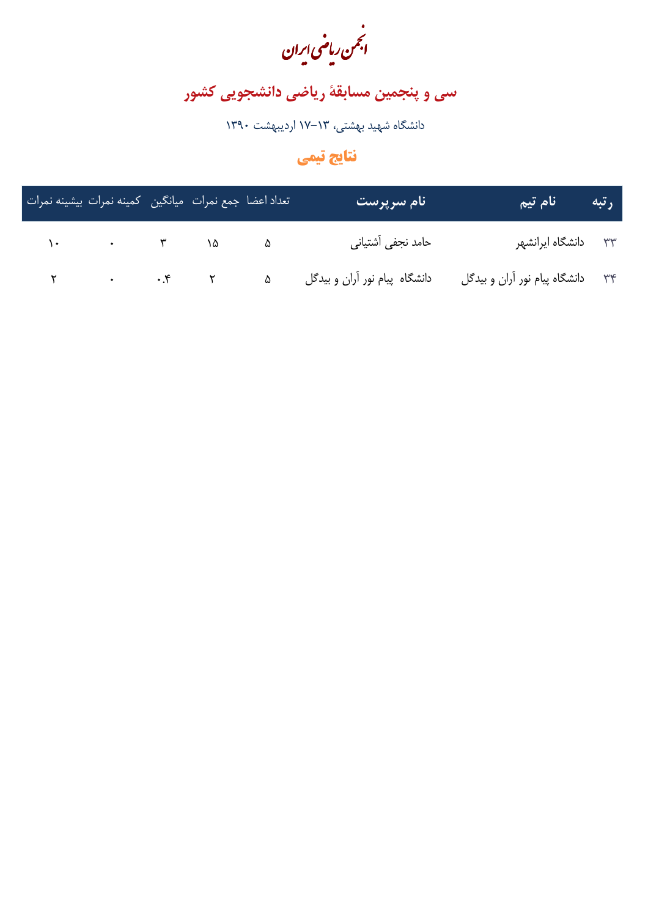انجمن ریاضی ایران

# سی و پنجمین مسابقهٔ ریاضی دانشجویی کشور

دانشگاه شهید بهشتی، ۱۳–۱۷ اردیبهشت ۱۳۹۰

## نتایج تیمی

| رتبه | نام تیم | نام سرپرست | تعداد اعضا | جمع نمرات | میانگین | کمینه نمرات | بیشینه نمرات |
|---|---|---|---|---|---|---|---|
| ۳۳ | دانشگاه ایرانشهر | حامد نجفی آشتیانی | ۵ | ۱۵ | ۳ | ۰ | ۱۰ |
| ۳۴ | دانشگاه پیام نور آران و بیدگل | دانشگاه پیام نور آران و بیدگل | ۵ | ۲ | ۰.۴ | ۰ | ۲ |